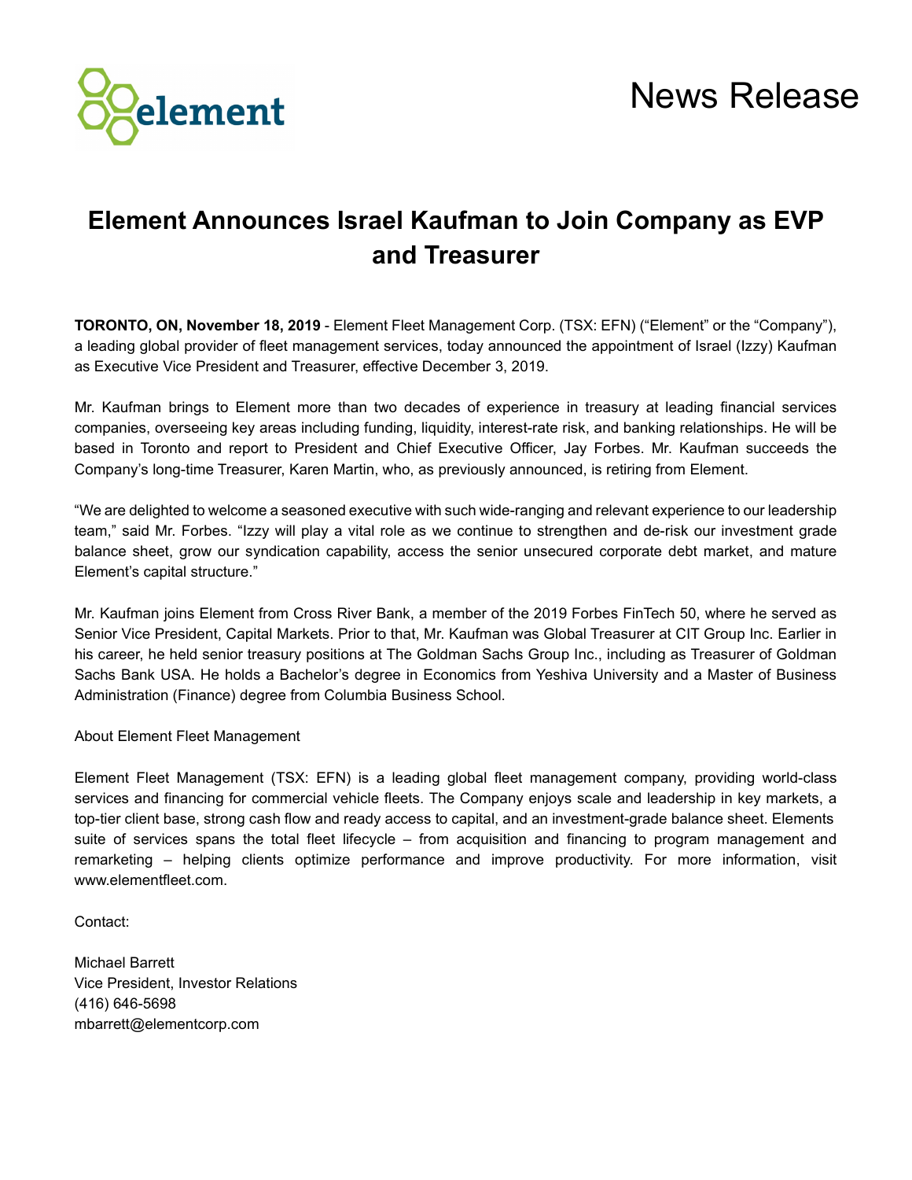News Release

# Element Announces Israel Kaufman to Join Company as EVP and Treasurer

**TORONTO, ON, November 18, 2019** - Element Fleet Management Corp. (TSX: EFN) (“Element” or the “Company”), a leading global provider of fleet management services, today announced the appointment of Israel (Izzy) Kaufman as Executive Vice President and Treasurer, effective December 3, 2019.

Mr. Kaufman brings to Element more than two decades of experience in treasury at leading financial services companies, overseeing key areas including funding, liquidity, interest-rate risk, and banking relationships. He will be based in Toronto and report to President and Chief Executive Officer, Jay Forbes. Mr. Kaufman succeeds the Company’s long-time Treasurer, Karen Martin, who, as previously announced, is retiring from Element.

“We are delighted to welcome a seasoned executive with such wide-ranging and relevant experience to our leadership team,” said Mr. Forbes. “Izzy will play a vital role as we continue to strengthen and de-risk our investment grade balance sheet, grow our syndication capability, access the senior unsecured corporate debt market, and mature Element’s capital structure.”

Mr. Kaufman joins Element from Cross River Bank, a member of the 2019 Forbes FinTech 50, where he served as Senior Vice President, Capital Markets. Prior to that, Mr. Kaufman was Global Treasurer at CIT Group Inc. Earlier in his career, he held senior treasury positions at The Goldman Sachs Group Inc., including as Treasurer of Goldman Sachs Bank USA. He holds a Bachelor’s degree in Economics from Yeshiva University and a Master of Business Administration (Finance) degree from Columbia Business School.

About Element Fleet Management

Element Fleet Management (TSX: EFN) is a leading global fleet management company, providing world-class services and financing for commercial vehicle fleets. The Company enjoys scale and leadership in key markets, a top-tier client base, strong cash flow and ready access to capital, and an investment-grade balance sheet. Elements suite of services spans the total fleet lifecycle – from acquisition and financing to program management and remarketing – helping clients optimize performance and improve productivity. For more information, visit www.elementfleet.com.

Contact:

Michael Barrett
Vice President, Investor Relations
(416) 646-5698
mbarrett@elementcorp.com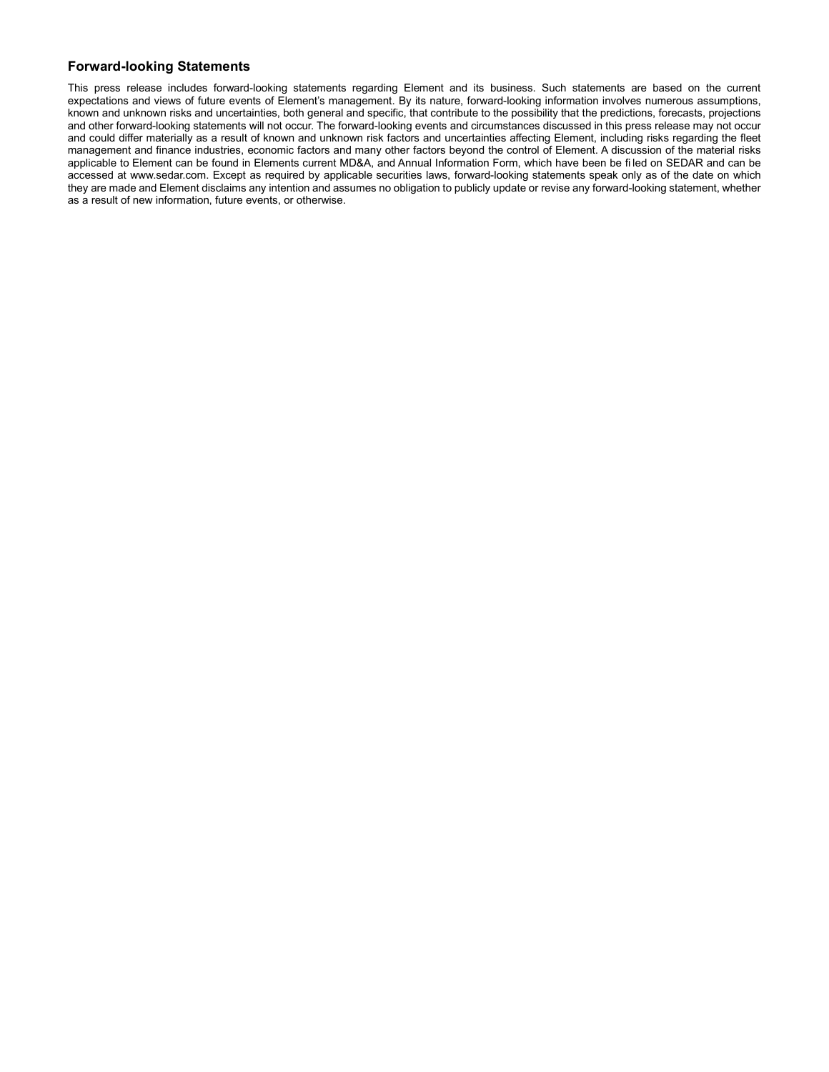### Forward-looking Statements

This press release includes forward-looking statements regarding Element and its business. Such statements are based on the current expectations and views of future events of Element's management. By its nature, forward-looking information involves numerous assumptions, known and unknown risks and uncertainties, both general and specific, that contribute to the possibility that the predictions, forecasts, projections and other forward-looking statements will not occur. The forward-looking events and circumstances discussed in this press release may not occur and could differ materially as a result of known and unknown risk factors and uncertainties affecting Element, including risks regarding the fleet management and finance industries, economic factors and many other factors beyond the control of Element. A discussion of the material risks applicable to Element can be found in Elements current MD&A, and Annual Information Form, which have been be filed on SEDAR and can be accessed at www.sedar.com. Except as required by applicable securities laws, forward-looking statements speak only as of the date on which they are made and Element disclaims any intention and assumes no obligation to publicly update or revise any forward-looking statement, whether as a result of new information, future events, or otherwise.